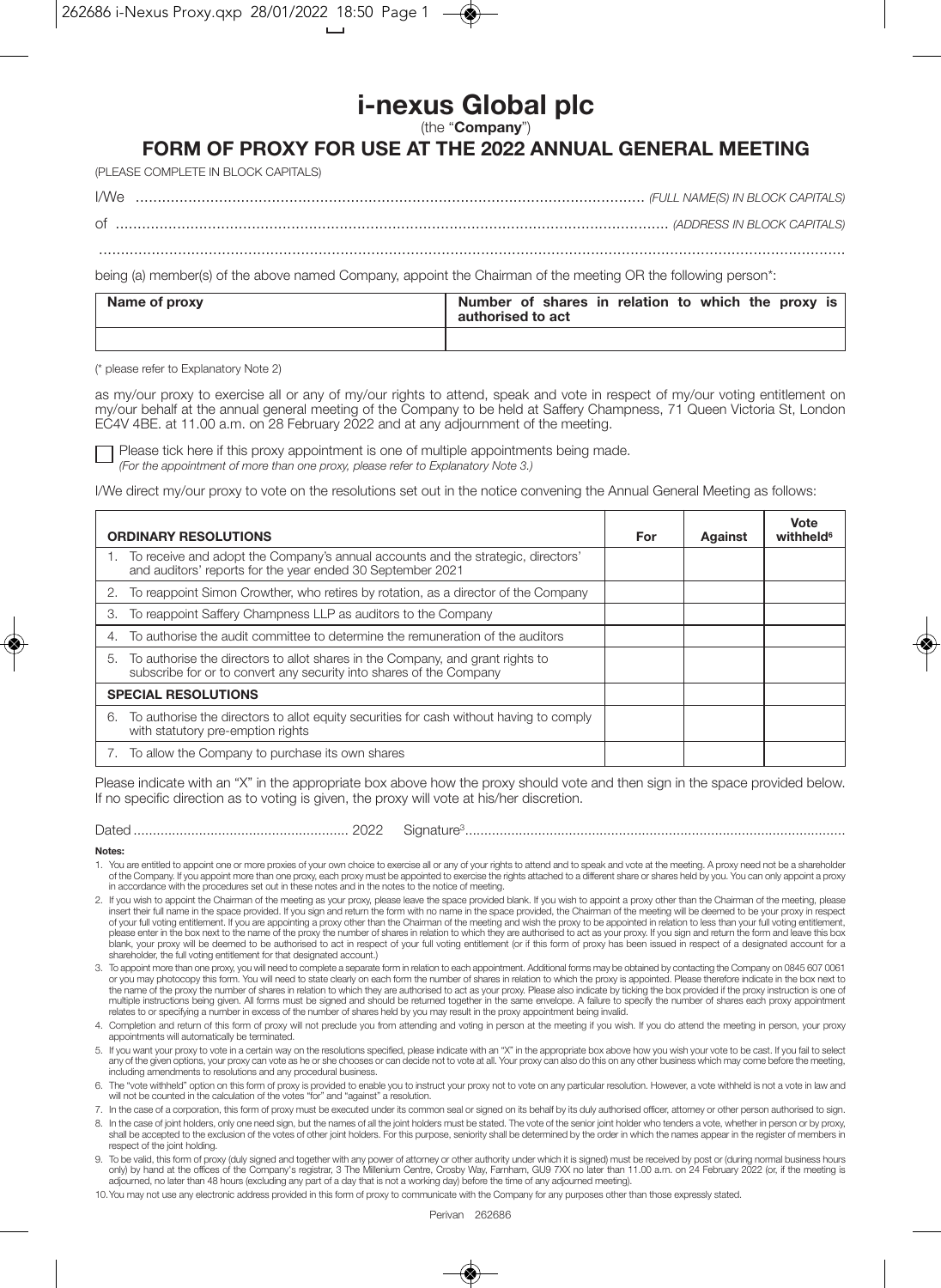# i-nexus Global plc

(the "**Company**")

## FORM OF PROXY FOR USE AT THE 2022 ANNUAL GENERAL MEETING

(PLEASE COMPLETE IN BLOCK CAPITALS)

I/We .................................................................................................................. *(FULL NAME(S) IN BLOCK CAPITALS)*

of ........................................................................................................................... *(ADDRESS IN BLOCK CAPITALS)*

.............................................................................................................................................................................

being (a) member(s) of the above named Company, appoint the Chairman of the meeting OR the following person*:

| Name of proxy | Number of shares in relation to which the proxy is authorised to act |
|---|---|
| | |

(* please refer to Explanatory Note 2)

as my/our proxy to exercise all or any of my/our rights to attend, speak and vote in respect of my/our voting entitlement on my/our behalf at the annual general meeting of the Company to be held at Saffery Champness, 71 Queen Victoria St, London EC4V 4BE. at 11.00 a.m. on 28 February 2022 and at any adjournment of the meeting.

☐ Please tick here if this proxy appointment is one of multiple appointments being made.
*(For the appointment of more than one proxy, please refer to Explanatory Note 3.)*

I/We direct my/our proxy to vote on the resolutions set out in the notice convening the Annual General Meeting as follows:

| ORDINARY RESOLUTIONS | For | Against | Vote withheld[6] |
|---|---|---|---|
| 1. To receive and adopt the Company's annual accounts and the strategic, directors' and auditors' reports for the year ended 30 September 2021 | | | |
| 2. To reappoint Simon Crowther, who retires by rotation, as a director of the Company | | | |
| 3. To reappoint Saffery Champness LLP as auditors to the Company | | | |
| 4. To authorise the audit committee to determine the remuneration of the auditors | | | |
| 5. To authorise the directors to allot shares in the Company, and grant rights to subscribe for or to convert any security into shares of the Company | | | |
| **SPECIAL RESOLUTIONS** | | | |
| 6. To authorise the directors to allot equity securities for cash without having to comply with statutory pre-emption rights | | | |
| 7. To allow the Company to purchase its own shares | | | |

Please indicate with an "X" in the appropriate box above how the proxy should vote and then sign in the space provided below. If no specific direction as to voting is given, the proxy will vote at his/her discretion.

Dated ....................................................... 2022 Signature[3].................................................................................................

**Notes:**

1. You are entitled to appoint one or more proxies of your own choice to exercise all or any of your rights to attend and to speak and vote at the meeting. A proxy need not be a shareholder of the Company. If you appoint more than one proxy, each proxy must be appointed to exercise the rights attached to a different share or shares held by you. You can only appoint a proxy in accordance with the procedures set out in these notes and in the notes to the notice of meeting.
2. If you wish to appoint the Chairman of the meeting as your proxy, please leave the space provided blank. If you wish to appoint a proxy other than the Chairman of the meeting, please insert their full name in the space provided. If you sign and return the form with no name in the space provided, the Chairman of the meeting will be deemed to be your proxy in respect of your full voting entitlement. If you are appointing a proxy other than the Chairman of the meeting and wish the proxy to be appointed in relation to less than your full voting entitlement, please enter in the box next to the name of the proxy the number of shares in relation to which they are authorised to act as your proxy. If you sign and return the form and leave this box blank, your proxy will be deemed to be authorised to act in respect of your full voting entitlement (or if this form of proxy has been issued in respect of a designated account for a shareholder, the full voting entitlement for that designated account.)
3. To appoint more than one proxy, you will need to complete a separate form in relation to each appointment. Additional forms may be obtained by contacting the Company on 0845 607 0061 or you may photocopy this form. You will need to state clearly on each form the number of shares in relation to which the proxy is appointed. Please therefore indicate in the box next to the name of the proxy the number of shares in relation to which they are authorised to act as your proxy. Please also indicate by ticking the box provided if the proxy instruction is one of multiple instructions being given. All forms must be signed and should be returned together in the same envelope. A failure to specify the number of shares each proxy appointment relates to or specifying a number in excess of the number of shares held by you may result in the proxy appointment being invalid.
4. Completion and return of this form of proxy will not preclude you from attending and voting in person at the meeting if you wish. If you do attend the meeting in person, your proxy appointments will automatically be terminated.
5. If you want your proxy to vote in a certain way on the resolutions specified, please indicate with an "X" in the appropriate box above how you wish your vote to be cast. If you fail to select any of the given options, your proxy can vote as he or she chooses or can decide not to vote at all. Your proxy can also do this on any other business which may come before the meeting, including amendments to resolutions and any procedural business.
6. The "vote withheld" option on this form of proxy is provided to enable you to instruct your proxy not to vote on any particular resolution. However, a vote withheld is not a vote in law and will not be counted in the calculation of the votes "for" and "against" a resolution.
7. In the case of a corporation, this form of proxy must be executed under its common seal or signed on its behalf by its duly authorised officer, attorney or other person authorised to sign.
8. In the case of joint holders, only one need sign, but the names of all the joint holders must be stated. The vote of the senior joint holder who tenders a vote, whether in person or by proxy, shall be accepted to the exclusion of the votes of other joint holders. For this purpose, seniority shall be determined by the order in which the names appear in the register of members in respect of the joint holding.
9. To be valid, this form of proxy (duly signed and together with any power of attorney or other authority under which it is signed) must be received by post or (during normal business hours only) by hand at the offices of the Company's registrar, 3 The Millenium Centre, Crosby Way, Farnham, GU9 7XX no later than 11.00 a.m. on 24 February 2022 (or, if the meeting is adjourned, no later than 48 hours (excluding any part of a day that is not a working day) before the time of any adjourned meeting).
10. You may not use any electronic address provided in this form of proxy to communicate with the Company for any purposes other than those expressly stated.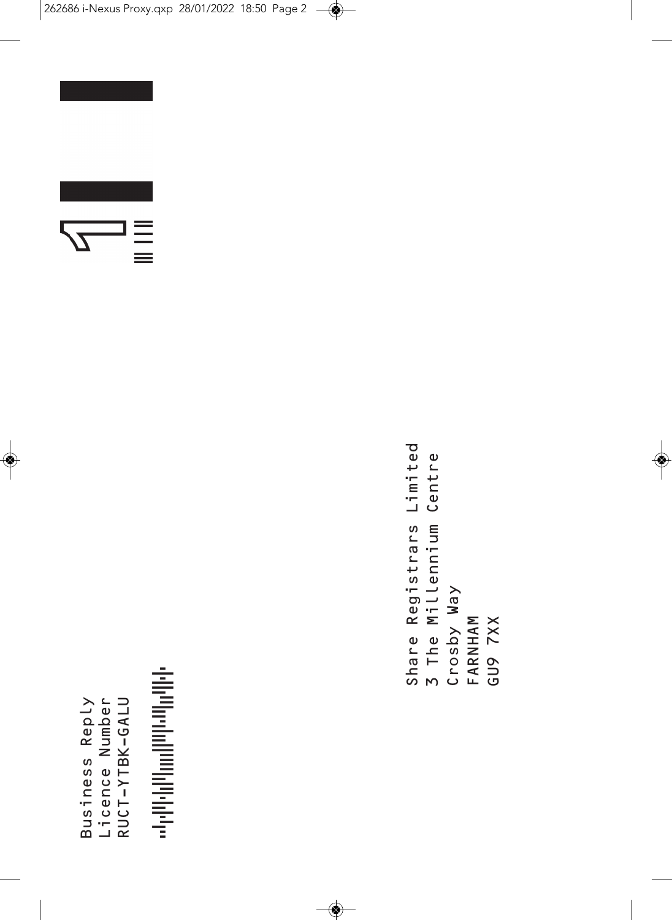Business Reply
Licence Number
RUCT-YTBK-GALU

Share Registrars Limited
3 The Millennium Centre
Crosby Way
FARNHAM
GU9 7XX